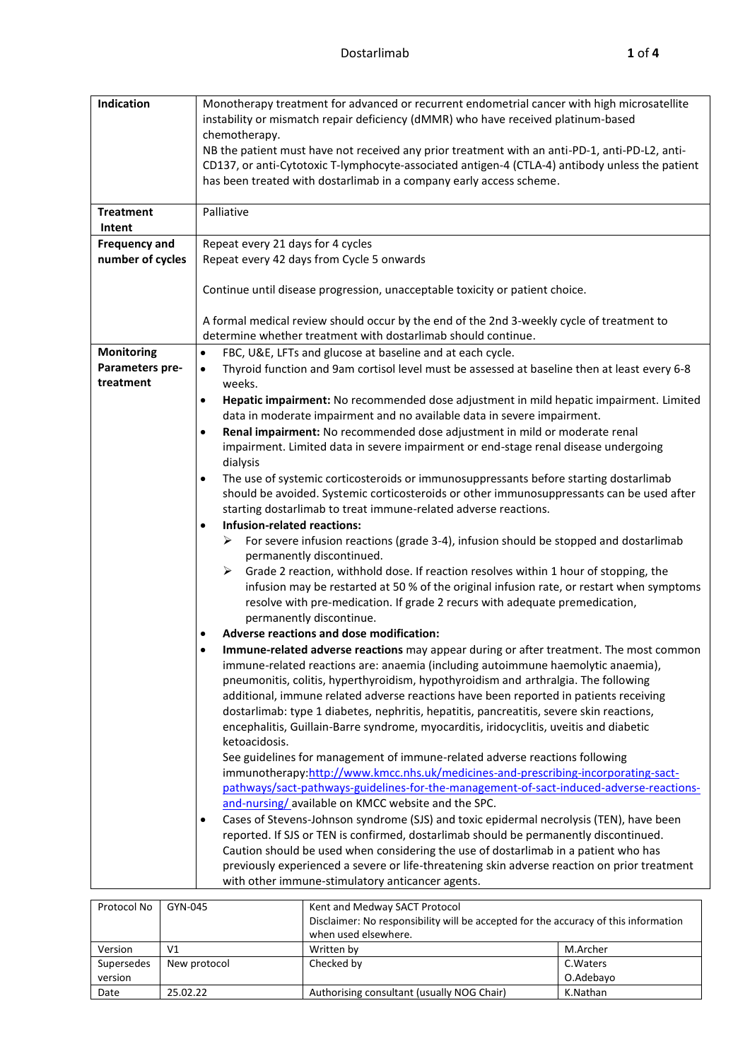# Dostarlimab

| | |
|---|---|
| **Indication** | Monotherapy treatment for advanced or recurrent endometrial cancer with high microsatellite instability or mismatch repair deficiency (dMMR) who have received platinum-based chemotherapy.<br>NB the patient must have not received any prior treatment with an anti-PD-1, anti-PD-L2, anti-CD137, or anti-Cytotoxic T-lymphocyte-associated antigen-4 (CTLA-4) antibody unless the patient has been treated with dostarlimab in a company early access scheme. |
| **Treatment Intent** | Palliative |
| **Frequency and number of cycles** | Repeat every 21 days for 4 cycles<br>Repeat every 42 days from Cycle 5 onwards<br><br>Continue until disease progression, unacceptable toxicity or patient choice.<br><br>A formal medical review should occur by the end of the 2nd 3-weekly cycle of treatment to determine whether treatment with dostarlimab should continue. |
| **Monitoring Parameters pre-treatment** | • FBC, U&E, LFTs and glucose at baseline and at each cycle.<br>• Thyroid function and 9am cortisol level must be assessed at baseline then at least every 6-8 weeks.<br>• **Hepatic impairment:** No recommended dose adjustment in mild hepatic impairment. Limited data in moderate impairment and no available data in severe impairment.<br>• **Renal impairment:** No recommended dose adjustment in mild or moderate renal impairment. Limited data in severe impairment or end-stage renal disease undergoing dialysis<br>• The use of systemic corticosteroids or immunosuppressants before starting dostarlimab should be avoided. Systemic corticosteroids or other immunosuppressants can be used after starting dostarlimab to treat immune-related adverse reactions.<br>• **Infusion-related reactions:**<br>&nbsp;&nbsp;➢ For severe infusion reactions (grade 3-4), infusion should be stopped and dostarlimab permanently discontinued.<br>&nbsp;&nbsp;➢ Grade 2 reaction, withhold dose. If reaction resolves within 1 hour of stopping, the infusion may be restarted at 50 % of the original infusion rate, or restart when symptoms resolve with pre-medication. If grade 2 recurs with adequate premedication, permanently discontinue.<br>• **Adverse reactions and dose modification:**<br>• **Immune-related adverse reactions** may appear during or after treatment. The most common immune-related reactions are: anaemia (including autoimmune haemolytic anaemia), pneumonitis, colitis, hyperthyroidism, hypothyroidism and arthralgia. The following additional, immune related adverse reactions have been reported in patients receiving dostarlimab: type 1 diabetes, nephritis, hepatitis, pancreatitis, severe skin reactions, encephalitis, Guillain-Barre syndrome, myocarditis, iridocyclitis, uveitis and diabetic ketoacidosis.<br>See guidelines for management of immune-related adverse reactions following immunotherapy:[http://www.kmcc.nhs.uk/medicines-and-prescribing-incorporating-sact-pathways/sact-pathways-guidelines-for-the-management-of-sact-induced-adverse-reactions-and-nursing/](http://www.kmcc.nhs.uk/medicines-and-prescribing-incorporating-sact-pathways/sact-pathways-guidelines-for-the-management-of-sact-induced-adverse-reactions-and-nursing/) available on KMCC website and the SPC.<br>• Cases of Stevens-Johnson syndrome (SJS) and toxic epidermal necrolysis (TEN), have been reported. If SJS or TEN is confirmed, dostarlimab should be permanently discontinued. Caution should be used when considering the use of dostarlimab in a patient who has previously experienced a severe or life-threatening skin adverse reaction on prior treatment with other immune-stimulatory anticancer agents. |

| Protocol No | GYN-045 | Kent and Medway SACT Protocol<br>Disclaimer: No responsibility will be accepted for the accuracy of this information when used elsewhere. | |
|---|---|---|---|
| Version | V1 | Written by | M.Archer |
| Supersedes version | New protocol | Checked by | C.Waters<br>O.Adebayo |
| Date | 25.02.22 | Authorising consultant (usually NOG Chair) | K.Nathan |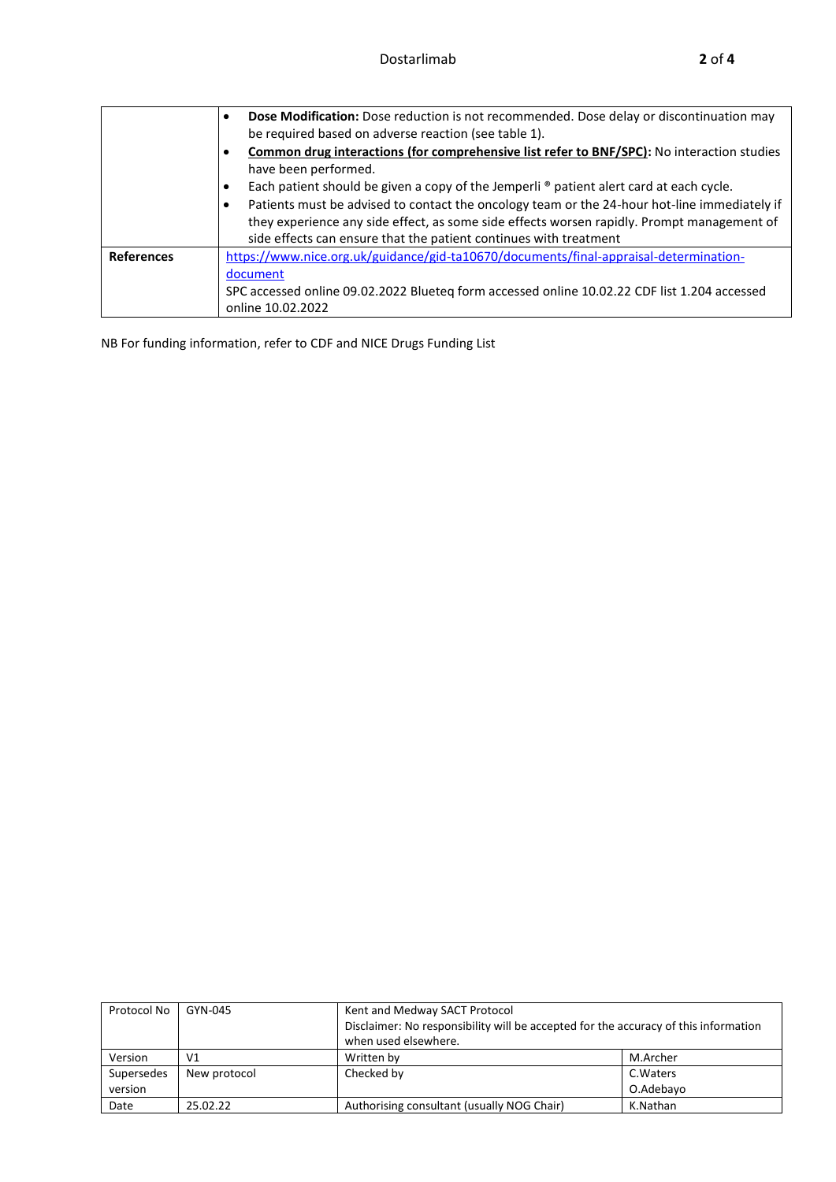| | |
|---|---|
| | • **Dose Modification:** Dose reduction is not recommended. Dose delay or discontinuation may be required based on adverse reaction (see table 1).<br>• **Common drug interactions (for comprehensive list refer to BNF/SPC):** No interaction studies have been performed.<br>• Each patient should be given a copy of the Jemperli ® patient alert card at each cycle.<br>• Patients must be advised to contact the oncology team or the 24-hour hot-line immediately if they experience any side effect, as some side effects worsen rapidly. Prompt management of side effects can ensure that the patient continues with treatment |
| **References** | [https://www.nice.org.uk/guidance/gid-ta10670/documents/final-appraisal-determination-document](https://www.nice.org.uk/guidance/gid-ta10670/documents/final-appraisal-determination-document)<br>SPC accessed online 09.02.2022 Blueteq form accessed online 10.02.22 CDF list 1.204 accessed online 10.02.2022 |

NB For funding information, refer to CDF and NICE Drugs Funding List

| Protocol No | GYN-045 | Kent and Medway SACT Protocol<br>Disclaimer: No responsibility will be accepted for the accuracy of this information when used elsewhere. | |
|---|---|---|---|
| Version | V1 | Written by | M.Archer |
| Supersedes version | New protocol | Checked by | C.Waters<br>O.Adebayo |
| Date | 25.02.22 | Authorising consultant (usually NOG Chair) | K.Nathan |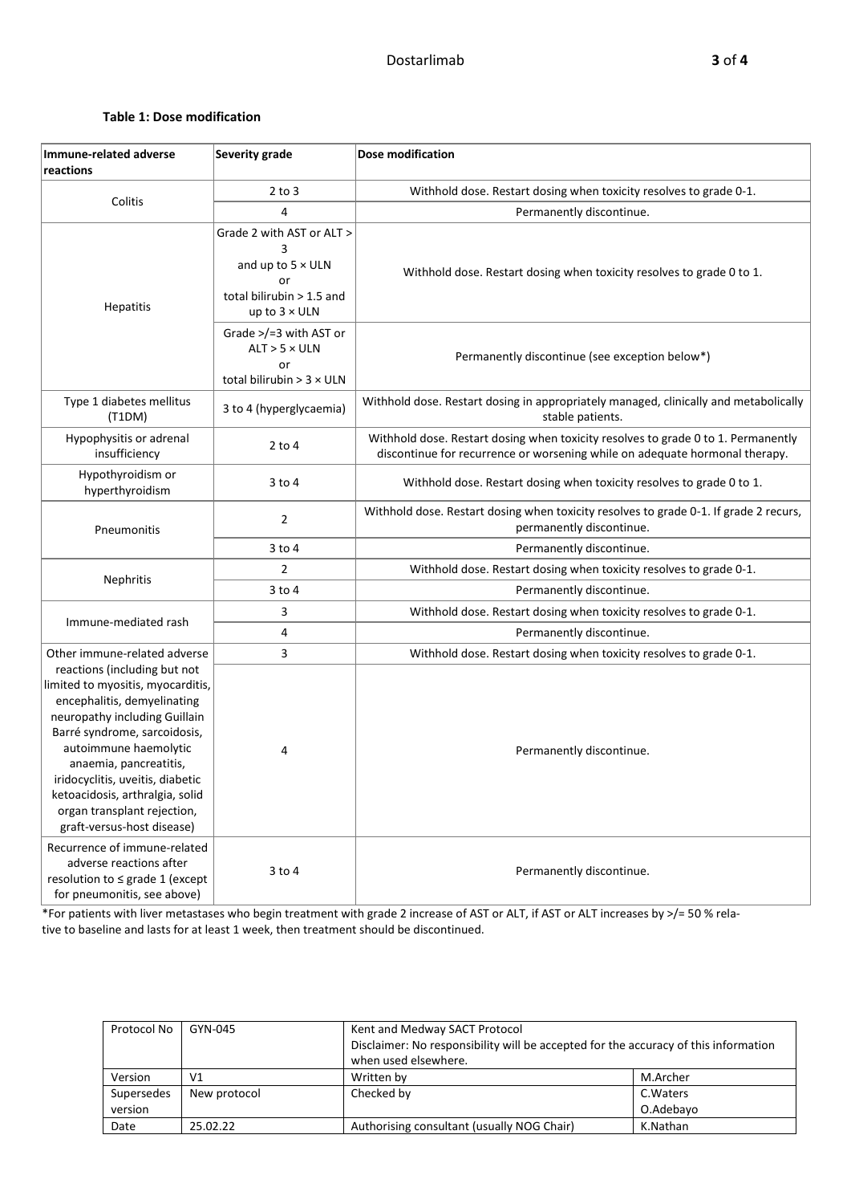**Table 1: Dose modification**

| Immune-related adverse reactions | Severity grade | Dose modification |
|---|---|---|
| Colitis | 2 to 3 | Withhold dose. Restart dosing when toxicity resolves to grade 0-1. |
| | 4 | Permanently discontinue. |
| Hepatitis | Grade 2 with AST or ALT > 3 and up to 5 × ULN or total bilirubin > 1.5 and up to 3 × ULN | Withhold dose. Restart dosing when toxicity resolves to grade 0 to 1. |
| | Grade >/=3 with AST or ALT > 5 × ULN or total bilirubin > 3 × ULN | Permanently discontinue (see exception below*) |
| Type 1 diabetes mellitus (T1DM) | 3 to 4 (hyperglycaemia) | Withhold dose. Restart dosing in appropriately managed, clinically and metabolically stable patients. |
| Hypophysitis or adrenal insufficiency | 2 to 4 | Withhold dose. Restart dosing when toxicity resolves to grade 0 to 1. Permanently discontinue for recurrence or worsening while on adequate hormonal therapy. |
| Hypothyroidism or hyperthyroidism | 3 to 4 | Withhold dose. Restart dosing when toxicity resolves to grade 0 to 1. |
| Pneumonitis | 2 | Withhold dose. Restart dosing when toxicity resolves to grade 0-1. If grade 2 recurs, permanently discontinue. |
| | 3 to 4 | Permanently discontinue. |
| Nephritis | 2 | Withhold dose. Restart dosing when toxicity resolves to grade 0-1. |
| | 3 to 4 | Permanently discontinue. |
| Immune-mediated rash | 3 | Withhold dose. Restart dosing when toxicity resolves to grade 0-1. |
| | 4 | Permanently discontinue. |
| Other immune-related adverse reactions (including but not limited to myositis, myocarditis, encephalitis, demyelinating neuropathy including Guillain Barré syndrome, sarcoidosis, autoimmune haemolytic anaemia, pancreatitis, iridocyclitis, uveitis, diabetic ketoacidosis, arthralgia, solid organ transplant rejection, graft-versus-host disease) | 3 | Withhold dose. Restart dosing when toxicity resolves to grade 0-1. |
| | 4 | Permanently discontinue. |
| Recurrence of immune-related adverse reactions after resolution to ≤ grade 1 (except for pneumonitis, see above) | 3 to 4 | Permanently discontinue. |

*For patients with liver metastases who begin treatment with grade 2 increase of AST or ALT, if AST or ALT increases by >/= 50 % relative to baseline and lasts for at least 1 week, then treatment should be discontinued.

| Protocol No | GYN-045 | Kent and Medway SACT Protocol<br>Disclaimer: No responsibility will be accepted for the accuracy of this information when used elsewhere. | |
|---|---|---|---|
| Version | V1 | Written by | M.Archer |
| Supersedes version | New protocol | Checked by | C.Waters<br>O.Adebayo |
| Date | 25.02.22 | Authorising consultant (usually NOG Chair) | K.Nathan |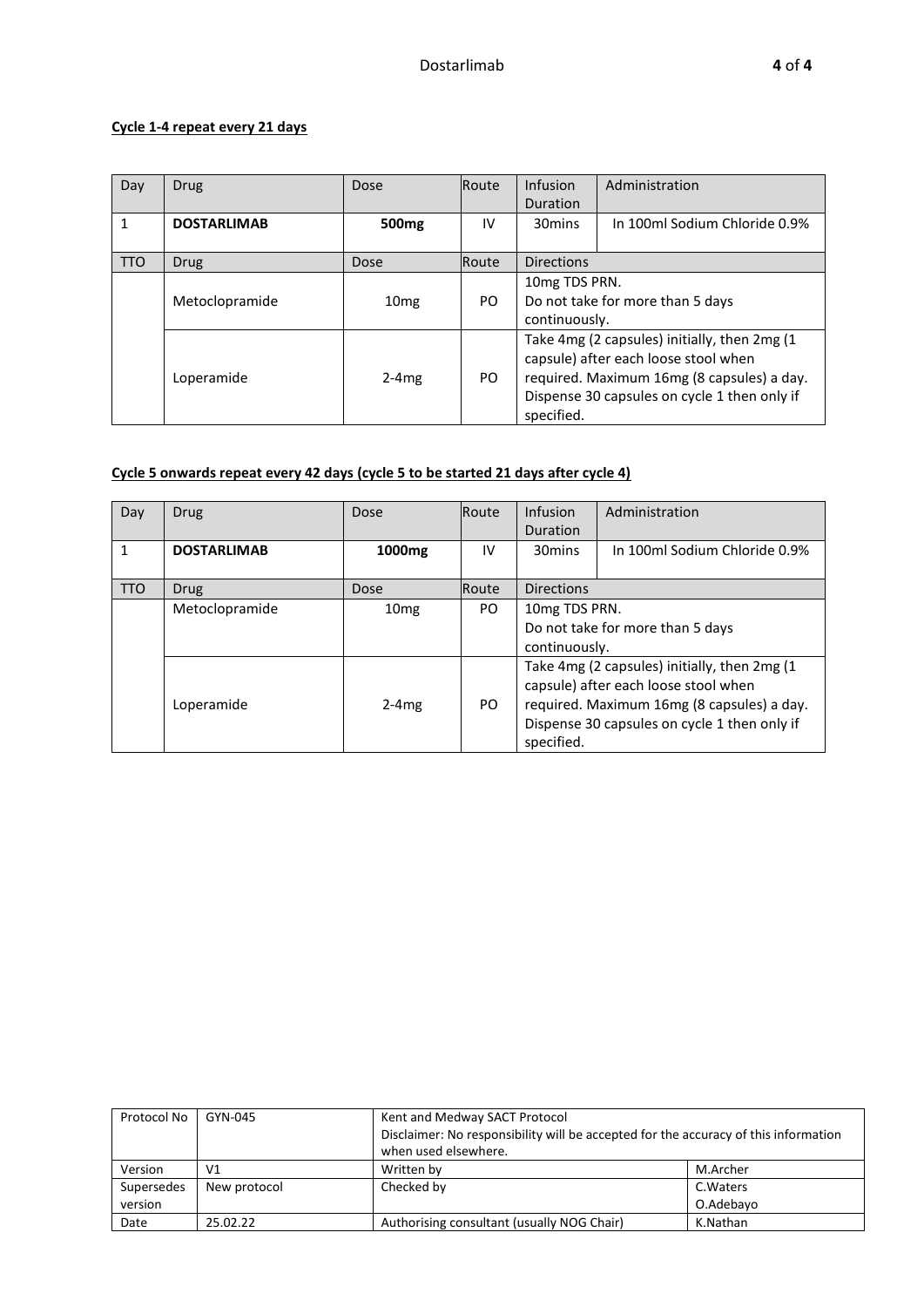**Cycle 1-4 repeat every 21 days**

| Day | Drug | Dose | Route | Infusion Duration | Administration |
|---|---|---|---|---|---|
| 1 | **DOSTARLIMAB** | **500mg** | IV | 30mins | In 100ml Sodium Chloride 0.9% |
| TTO | Drug | Dose | Route | Directions | |
| | Metoclopramide | 10mg | PO | 10mg TDS PRN. Do not take for more than 5 days continuously. | |
| | Loperamide | 2-4mg | PO | Take 4mg (2 capsules) initially, then 2mg (1 capsule) after each loose stool when required. Maximum 16mg (8 capsules) a day. Dispense 30 capsules on cycle 1 then only if specified. | |

**Cycle 5 onwards repeat every 42 days (cycle 5 to be started 21 days after cycle 4)**

| Day | Drug | Dose | Route | Infusion Duration | Administration |
|---|---|---|---|---|---|
| 1 | **DOSTARLIMAB** | **1000mg** | IV | 30mins | In 100ml Sodium Chloride 0.9% |
| TTO | Drug | Dose | Route | Directions | |
| | Metoclopramide | 10mg | PO | 10mg TDS PRN. Do not take for more than 5 days continuously. | |
| | Loperamide | 2-4mg | PO | Take 4mg (2 capsules) initially, then 2mg (1 capsule) after each loose stool when required. Maximum 16mg (8 capsules) a day. Dispense 30 capsules on cycle 1 then only if specified. | |

| Protocol No | GYN-045 | Kent and Medway SACT Protocol. Disclaimer: No responsibility will be accepted for the accuracy of this information when used elsewhere. | |
|---|---|---|---|
| Version | V1 | Written by | M.Archer |
| Supersedes version | New protocol | Checked by | C.Waters O.Adebayo |
| Date | 25.02.22 | Authorising consultant (usually NOG Chair) | K.Nathan |